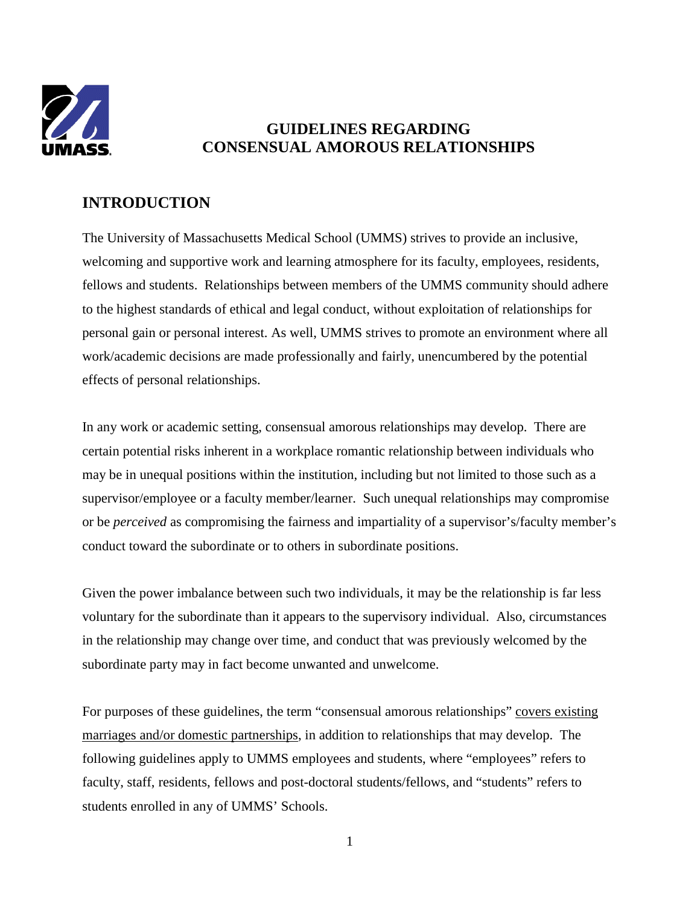# GUIDELINES REGARDING CONSENSUAL AMOROUS RELATIONSHIPS

## INTRODUCTION

The University of Massachusetts Medical School (UMMS) strives to provide an inclusive, welcoming and supportive work and learning atmosphere for its faculty, employees, residents, fellows and students. Relationships between members of the UMMS community should adhere to the highest standards of ethical and legal conduct, without exploitation of relationships for personal gain or personal interest. As well, UMMS strives to promote an environment where all work/academic decisions are made professionally and fairly, unencumbered by the potential effects of personal relationships.

In any work or academic setting, consensual amorous relationships may develop. There are certain potential risks inherent in a workplace romantic relationship between individuals who may be in unequal positions within the institution, including but not limited to those such as a supervisor/employee or a faculty member/learner. Such unequal relationships may compromise or be *perceived* as compromising the fairness and impartiality of a supervisor's/faculty member's conduct toward the subordinate or to others in subordinate positions.

Given the power imbalance between such two individuals, it may be the relationship is far less voluntary for the subordinate than it appears to the supervisory individual. Also, circumstances in the relationship may change over time, and conduct that was previously welcomed by the subordinate party may in fact become unwanted and unwelcome.

For purposes of these guidelines, the term "consensual amorous relationships" <u>covers existing marriages and/or domestic partnerships</u>, in addition to relationships that may develop. The following guidelines apply to UMMS employees and students, where "employees" refers to faculty, staff, residents, fellows and post-doctoral students/fellows, and "students" refers to students enrolled in any of UMMS' Schools.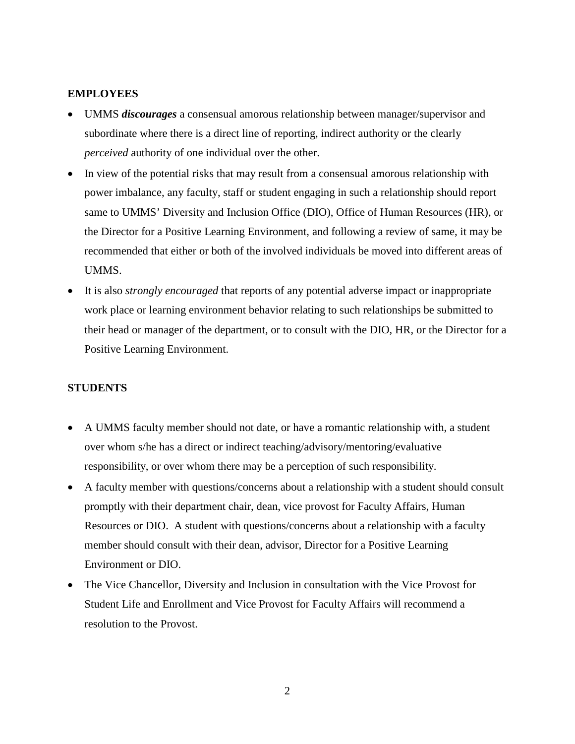**EMPLOYEES**

- UMMS ***discourages*** a consensual amorous relationship between manager/supervisor and subordinate where there is a direct line of reporting, indirect authority or the clearly *perceived* authority of one individual over the other.
- In view of the potential risks that may result from a consensual amorous relationship with power imbalance, any faculty, staff or student engaging in such a relationship should report same to UMMS' Diversity and Inclusion Office (DIO), Office of Human Resources (HR), or the Director for a Positive Learning Environment, and following a review of same, it may be recommended that either or both of the involved individuals be moved into different areas of UMMS.
- It is also *strongly encouraged* that reports of any potential adverse impact or inappropriate work place or learning environment behavior relating to such relationships be submitted to their head or manager of the department, or to consult with the DIO, HR, or the Director for a Positive Learning Environment.

**STUDENTS**

- A UMMS faculty member should not date, or have a romantic relationship with, a student over whom s/he has a direct or indirect teaching/advisory/mentoring/evaluative responsibility, or over whom there may be a perception of such responsibility.
- A faculty member with questions/concerns about a relationship with a student should consult promptly with their department chair, dean, vice provost for Faculty Affairs, Human Resources or DIO. A student with questions/concerns about a relationship with a faculty member should consult with their dean, advisor, Director for a Positive Learning Environment or DIO.
- The Vice Chancellor, Diversity and Inclusion in consultation with the Vice Provost for Student Life and Enrollment and Vice Provost for Faculty Affairs will recommend a resolution to the Provost.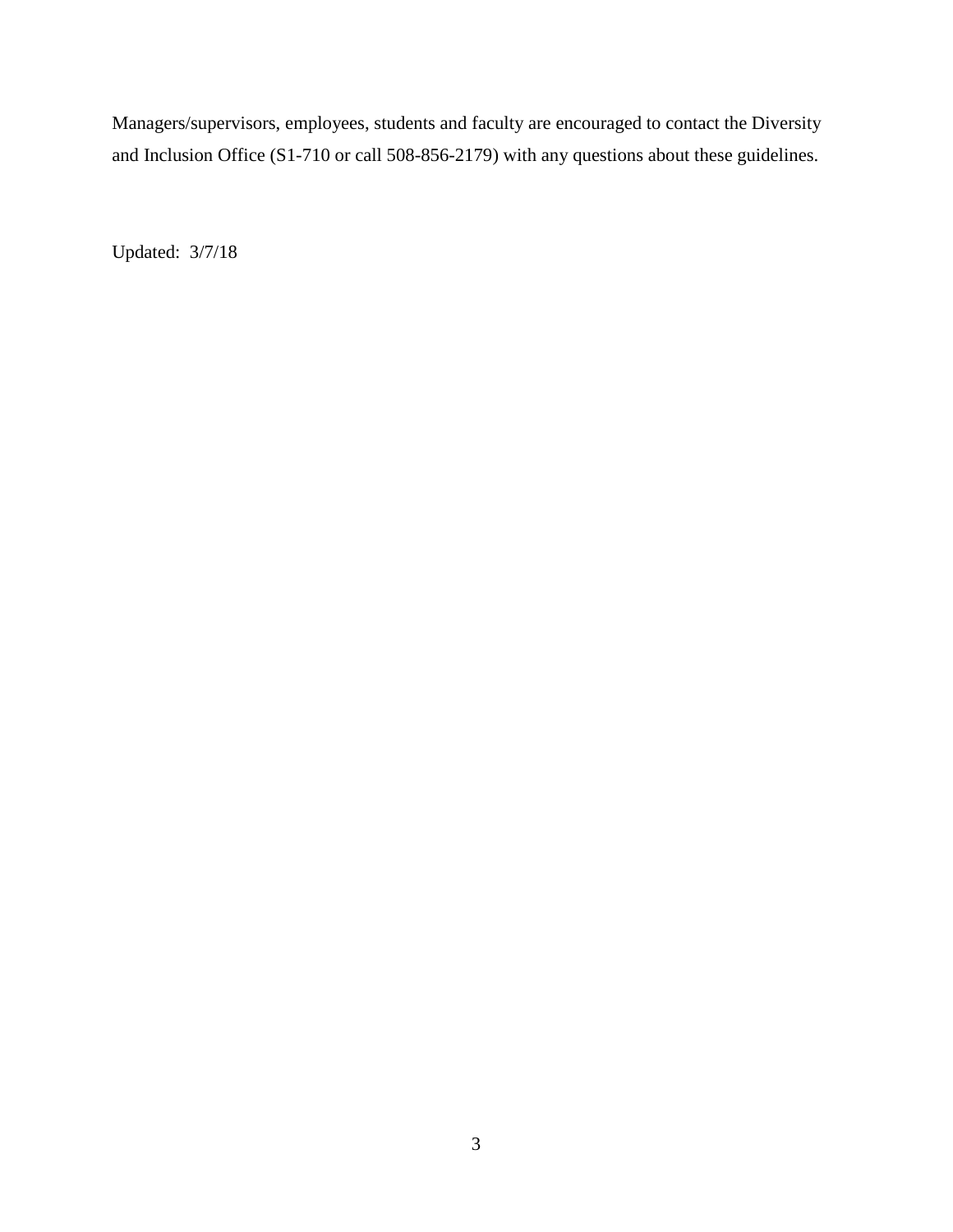Managers/supervisors, employees, students and faculty are encouraged to contact the Diversity and Inclusion Office (S1-710 or call 508-856-2179) with any questions about these guidelines.

Updated: 3/7/18